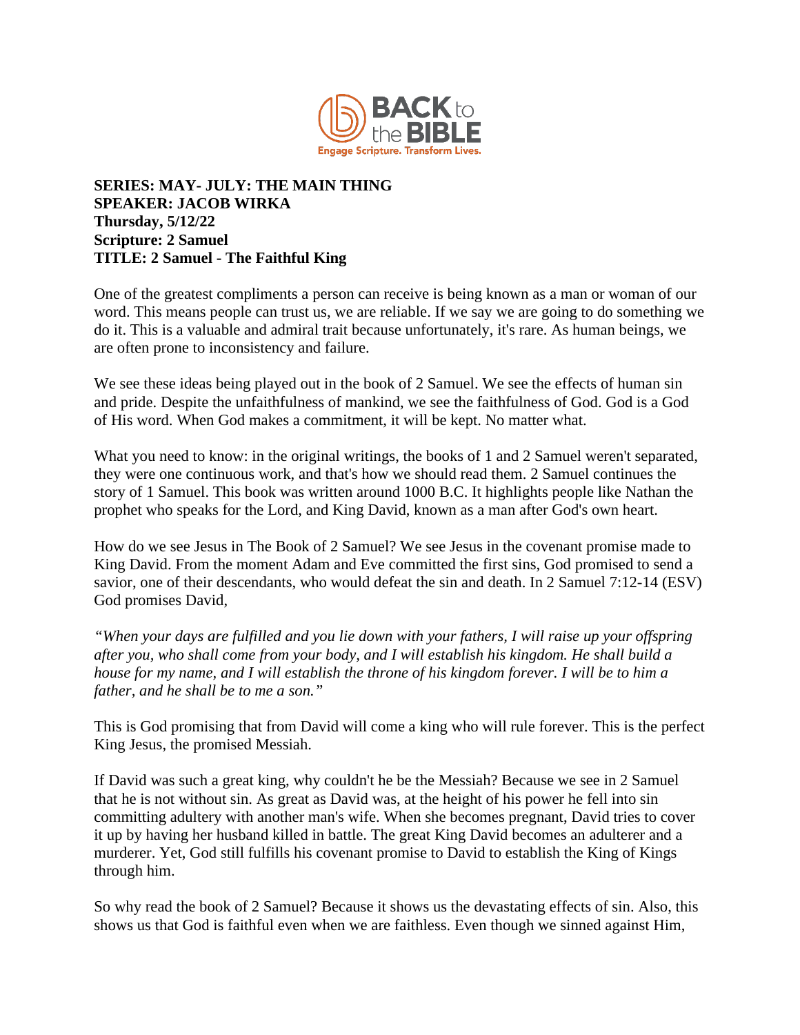**SERIES: MAY- JULY: THE MAIN THING**
**SPEAKER: JACOB WIRKA**
**Thursday, 5/12/22**
**Scripture: 2 Samuel**
**TITLE: 2 Samuel - The Faithful King**

One of the greatest compliments a person can receive is being known as a man or woman of our word. This means people can trust us, we are reliable. If we say we are going to do something we do it. This is a valuable and admiral trait because unfortunately, it's rare. As human beings, we are often prone to inconsistency and failure.

We see these ideas being played out in the book of 2 Samuel. We see the effects of human sin and pride. Despite the unfaithfulness of mankind, we see the faithfulness of God. God is a God of His word. When God makes a commitment, it will be kept. No matter what.

What you need to know: in the original writings, the books of 1 and 2 Samuel weren't separated, they were one continuous work, and that's how we should read them. 2 Samuel continues the story of 1 Samuel. This book was written around 1000 B.C. It highlights people like Nathan the prophet who speaks for the Lord, and King David, known as a man after God's own heart.

How do we see Jesus in The Book of 2 Samuel? We see Jesus in the covenant promise made to King David. From the moment Adam and Eve committed the first sins, God promised to send a savior, one of their descendants, who would defeat the sin and death. In 2 Samuel 7:12-14 (ESV) God promises David,

*"When your days are fulfilled and you lie down with your fathers, I will raise up your offspring after you, who shall come from your body, and I will establish his kingdom. He shall build a house for my name, and I will establish the throne of his kingdom forever. I will be to him a father, and he shall be to me a son."*

This is God promising that from David will come a king who will rule forever. This is the perfect King Jesus, the promised Messiah.

If David was such a great king, why couldn't he be the Messiah? Because we see in 2 Samuel that he is not without sin. As great as David was, at the height of his power he fell into sin committing adultery with another man's wife. When she becomes pregnant, David tries to cover it up by having her husband killed in battle. The great King David becomes an adulterer and a murderer. Yet, God still fulfills his covenant promise to David to establish the King of Kings through him.

So why read the book of 2 Samuel? Because it shows us the devastating effects of sin. Also, this shows us that God is faithful even when we are faithless. Even though we sinned against Him,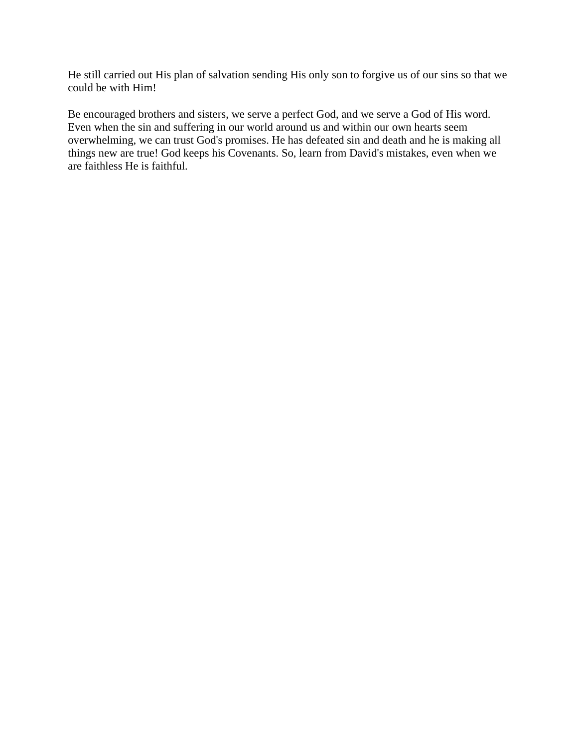He still carried out His plan of salvation sending His only son to forgive us of our sins so that we could be with Him!

Be encouraged brothers and sisters, we serve a perfect God, and we serve a God of His word. Even when the sin and suffering in our world around us and within our own hearts seem overwhelming, we can trust God's promises. He has defeated sin and death and he is making all things new are true! God keeps his Covenants. So, learn from David's mistakes, even when we are faithless He is faithful.